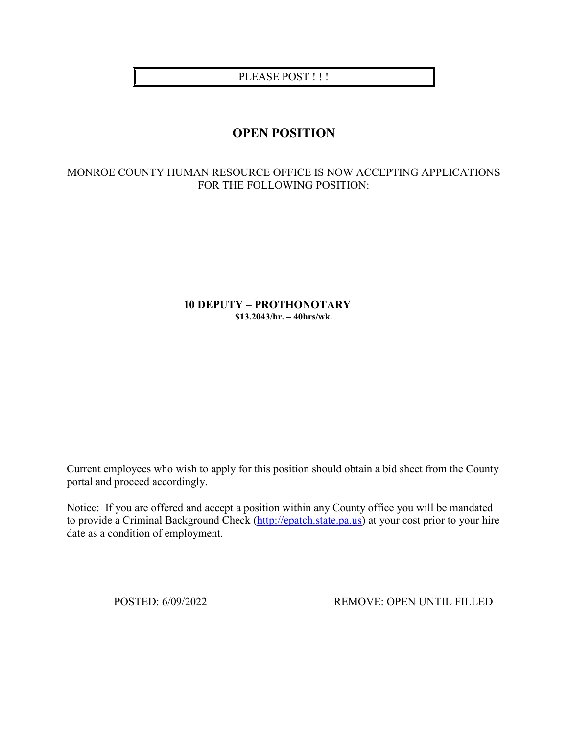PLEASE POST ! ! !

# OPEN POSITION

MONROE COUNTY HUMAN RESOURCE OFFICE IS NOW ACCEPTING APPLICATIONS FOR THE FOLLOWING POSITION:

**10 DEPUTY – PROTHONOTARY**
**$13.2043/hr. – 40hrs/wk.**

Current employees who wish to apply for this position should obtain a bid sheet from the County portal and proceed accordingly.

Notice: If you are offered and accept a position within any County office you will be mandated to provide a Criminal Background Check (http://epatch.state.pa.us) at your cost prior to your hire date as a condition of employment.

POSTED: 6/09/2022 REMOVE: OPEN UNTIL FILLED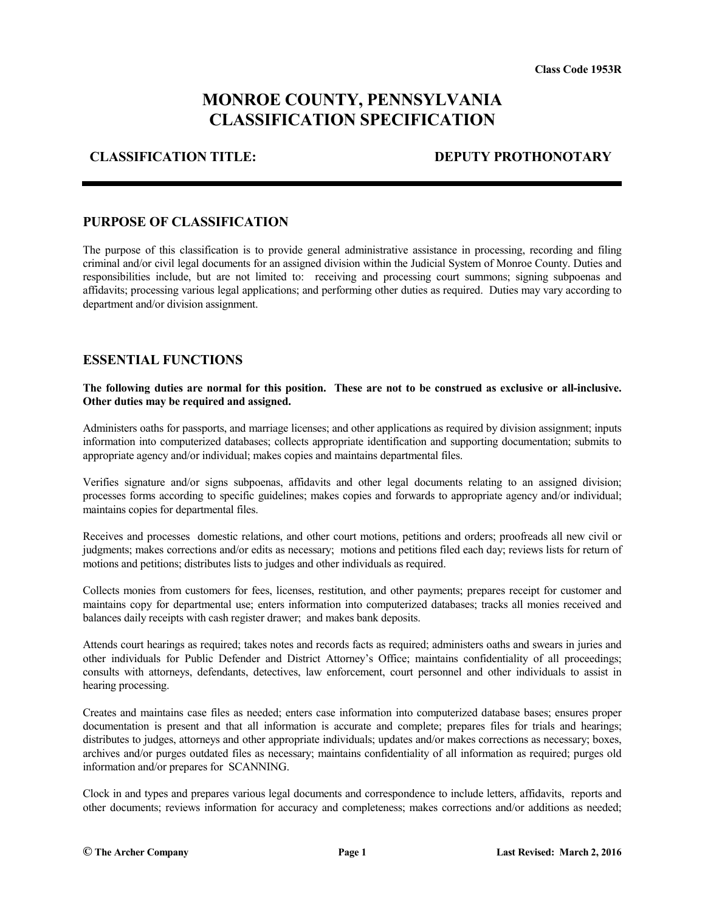Class Code 1953R

# MONROE COUNTY, PENNSYLVANIA
# CLASSIFICATION SPECIFICATION

**CLASSIFICATION TITLE:** **DEPUTY PROTHONOTARY**

## PURPOSE OF CLASSIFICATION

The purpose of this classification is to provide general administrative assistance in processing, recording and filing criminal and/or civil legal documents for an assigned division within the Judicial System of Monroe County. Duties and responsibilities include, but are not limited to: receiving and processing court summons; signing subpoenas and affidavits; processing various legal applications; and performing other duties as required. Duties may vary according to department and/or division assignment.

## ESSENTIAL FUNCTIONS

**The following duties are normal for this position. These are not to be construed as exclusive or all-inclusive. Other duties may be required and assigned.**

Administers oaths for passports, and marriage licenses; and other applications as required by division assignment; inputs information into computerized databases; collects appropriate identification and supporting documentation; submits to appropriate agency and/or individual; makes copies and maintains departmental files.

Verifies signature and/or signs subpoenas, affidavits and other legal documents relating to an assigned division; processes forms according to specific guidelines; makes copies and forwards to appropriate agency and/or individual; maintains copies for departmental files.

Receives and processes domestic relations, and other court motions, petitions and orders; proofreads all new civil or judgments; makes corrections and/or edits as necessary; motions and petitions filed each day; reviews lists for return of motions and petitions; distributes lists to judges and other individuals as required.

Collects monies from customers for fees, licenses, restitution, and other payments; prepares receipt for customer and maintains copy for departmental use; enters information into computerized databases; tracks all monies received and balances daily receipts with cash register drawer; and makes bank deposits.

Attends court hearings as required; takes notes and records facts as required; administers oaths and swears in juries and other individuals for Public Defender and District Attorney's Office; maintains confidentiality of all proceedings; consults with attorneys, defendants, detectives, law enforcement, court personnel and other individuals to assist in hearing processing.

Creates and maintains case files as needed; enters case information into computerized database bases; ensures proper documentation is present and that all information is accurate and complete; prepares files for trials and hearings; distributes to judges, attorneys and other appropriate individuals; updates and/or makes corrections as necessary; boxes, archives and/or purges outdated files as necessary; maintains confidentiality of all information as required; purges old information and/or prepares for SCANNING.

Clock in and types and prepares various legal documents and correspondence to include letters, affidavits, reports and other documents; reviews information for accuracy and completeness; makes corrections and/or additions as needed;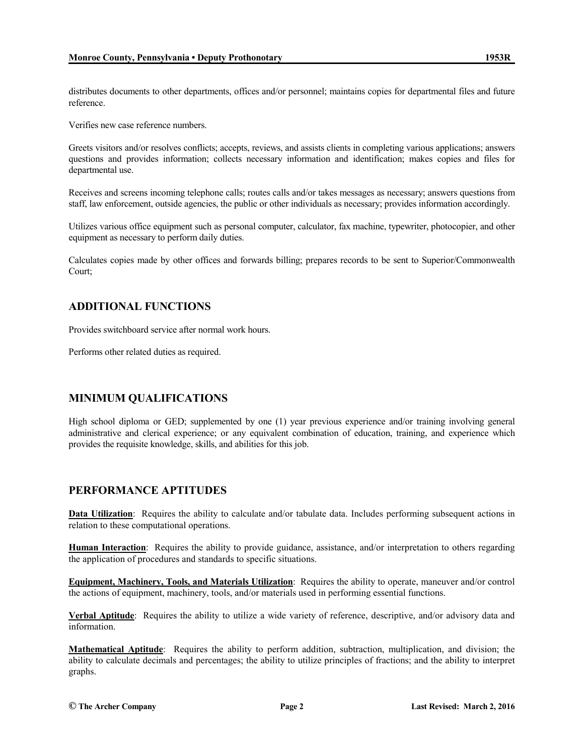distributes documents to other departments, offices and/or personnel; maintains copies for departmental files and future reference.

Verifies new case reference numbers.

Greets visitors and/or resolves conflicts; accepts, reviews, and assists clients in completing various applications; answers questions and provides information; collects necessary information and identification; makes copies and files for departmental use.

Receives and screens incoming telephone calls; routes calls and/or takes messages as necessary; answers questions from staff, law enforcement, outside agencies, the public or other individuals as necessary; provides information accordingly.

Utilizes various office equipment such as personal computer, calculator, fax machine, typewriter, photocopier, and other equipment as necessary to perform daily duties.

Calculates copies made by other offices and forwards billing; prepares records to be sent to Superior/Commonwealth Court;

## ADDITIONAL FUNCTIONS

Provides switchboard service after normal work hours.

Performs other related duties as required.

## MINIMUM QUALIFICATIONS

High school diploma or GED; supplemented by one (1) year previous experience and/or training involving general administrative and clerical experience; or any equivalent combination of education, training, and experience which provides the requisite knowledge, skills, and abilities for this job.

## PERFORMANCE APTITUDES

**Data Utilization**: Requires the ability to calculate and/or tabulate data. Includes performing subsequent actions in relation to these computational operations.

**Human Interaction**: Requires the ability to provide guidance, assistance, and/or interpretation to others regarding the application of procedures and standards to specific situations.

**Equipment, Machinery, Tools, and Materials Utilization**: Requires the ability to operate, maneuver and/or control the actions of equipment, machinery, tools, and/or materials used in performing essential functions.

**Verbal Aptitude**: Requires the ability to utilize a wide variety of reference, descriptive, and/or advisory data and information.

**Mathematical Aptitude**: Requires the ability to perform addition, subtraction, multiplication, and division; the ability to calculate decimals and percentages; the ability to utilize principles of fractions; and the ability to interpret graphs.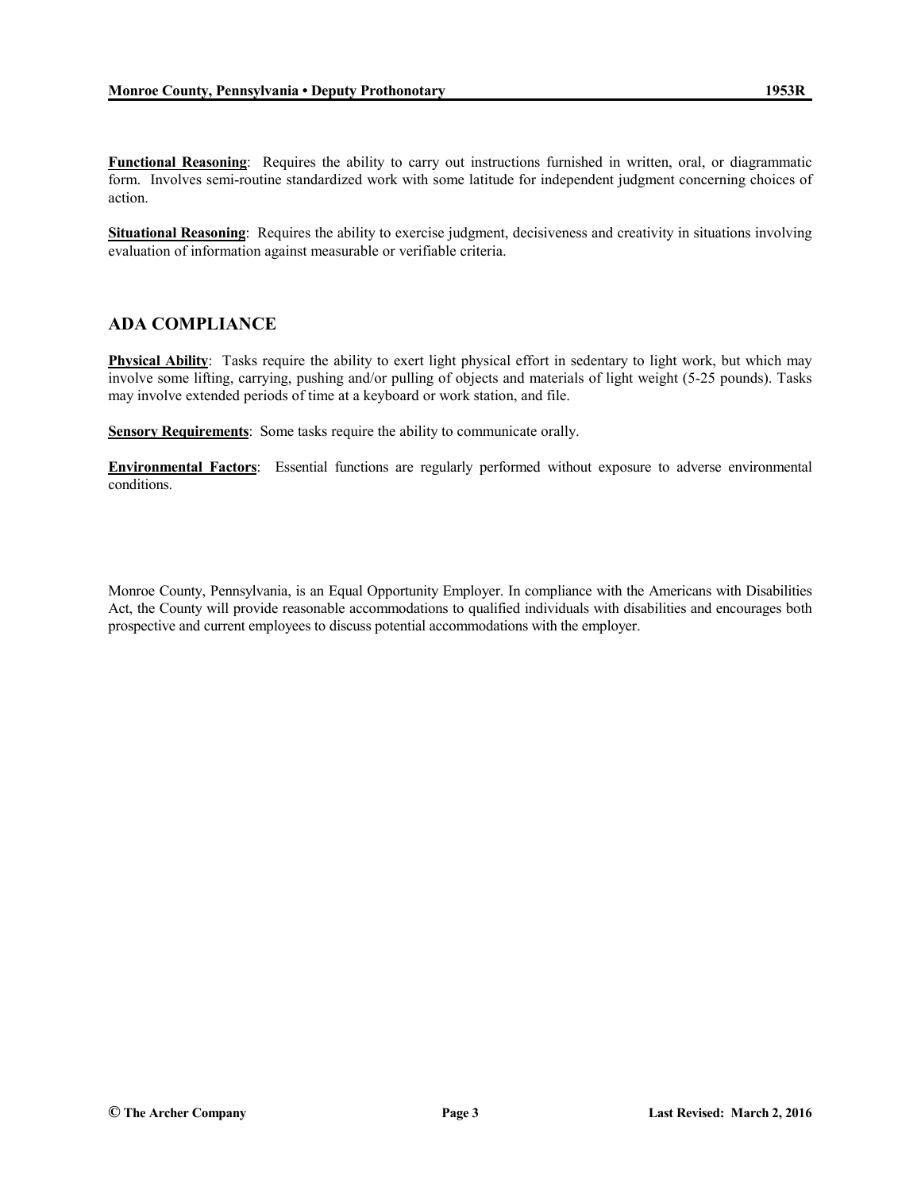**Functional Reasoning**: Requires the ability to carry out instructions furnished in written, oral, or diagrammatic form. Involves semi-routine standardized work with some latitude for independent judgment concerning choices of action.

**Situational Reasoning**: Requires the ability to exercise judgment, decisiveness and creativity in situations involving evaluation of information against measurable or verifiable criteria.

## ADA COMPLIANCE

**Physical Ability**: Tasks require the ability to exert light physical effort in sedentary to light work, but which may involve some lifting, carrying, pushing and/or pulling of objects and materials of light weight (5-25 pounds). Tasks may involve extended periods of time at a keyboard or work station, and file.

**Sensory Requirements**: Some tasks require the ability to communicate orally.

**Environmental Factors**: Essential functions are regularly performed without exposure to adverse environmental conditions.

Monroe County, Pennsylvania, is an Equal Opportunity Employer. In compliance with the Americans with Disabilities Act, the County will provide reasonable accommodations to qualified individuals with disabilities and encourages both prospective and current employees to discuss potential accommodations with the employer.